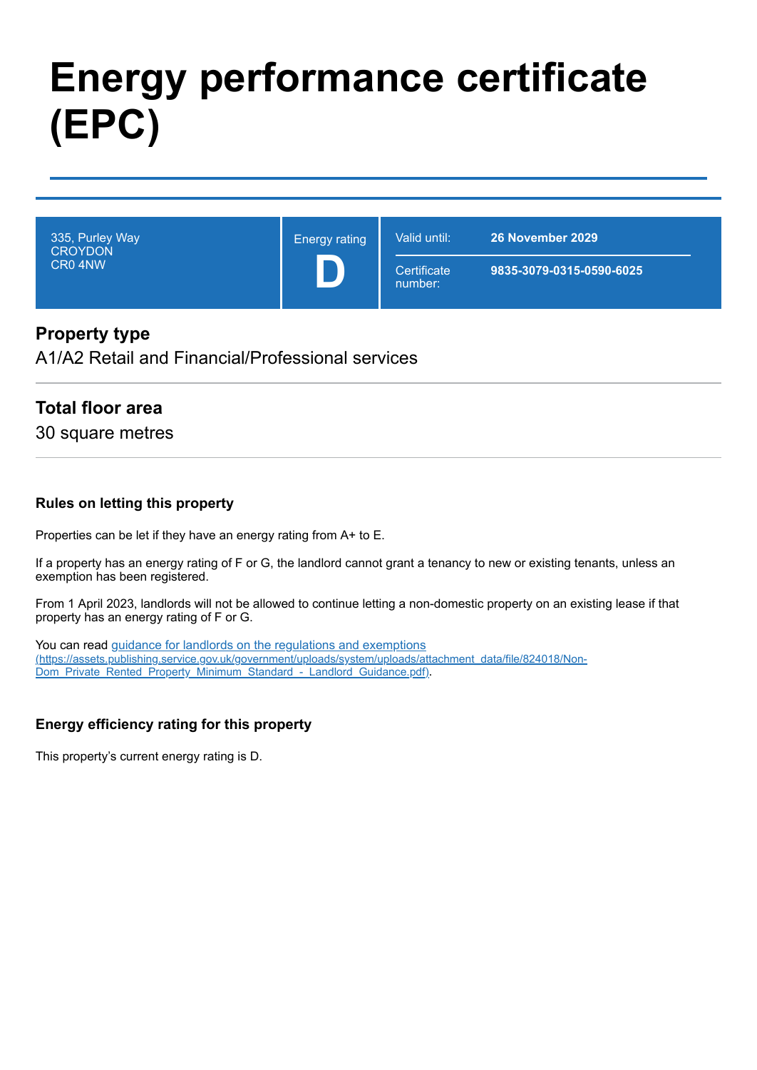# Energy performance certificate (EPC)

| 335, Purley Way<br>CROYDON<br>CR0 4NW | Energy rating<br>**D** | Valid until: | **26 November 2029** |
|---|---|---|---|
| | | Certificate number: | **9835-3079-0315-0590-6025** |

## Property type

A1/A2 Retail and Financial/Professional services

## Total floor area

30 square metres

### Rules on letting this property

Properties can be let if they have an energy rating from A+ to E.

If a property has an energy rating of F or G, the landlord cannot grant a tenancy to new or existing tenants, unless an exemption has been registered.

From 1 April 2023, landlords will not be allowed to continue letting a non-domestic property on an existing lease if that property has an energy rating of F or G.

You can read [guidance for landlords on the regulations and exemptions (https://assets.publishing.service.gov.uk/government/uploads/system/uploads/attachment_data/file/824018/Non-Dom_Private_Rented_Property_Minimum_Standard_-_Landlord_Guidance.pdf)](https://assets.publishing.service.gov.uk/government/uploads/system/uploads/attachment_data/file/824018/Non-Dom_Private_Rented_Property_Minimum_Standard_-_Landlord_Guidance.pdf).

### Energy efficiency rating for this property

This property's current energy rating is D.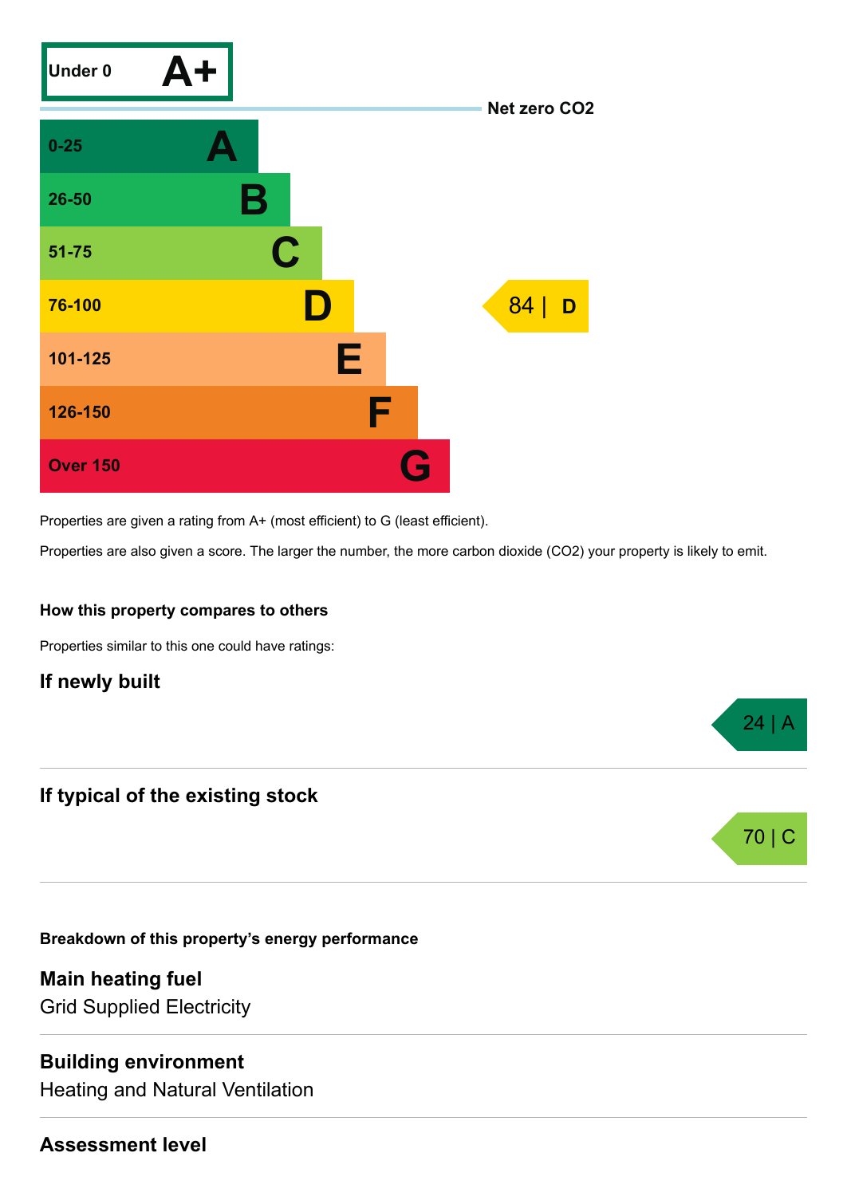| Score | Rating | This property |
|---|---|---|
| Under 0 | A+ | |
| Net zero $CO_2$ | | |
| 0-25 | A | |
| 26-50 | B | |
| 51-75 | C | |
| 76-100 | D | 84 \| D |
| 101-125 | E | |
| 126-150 | F | |
| Over 150 | G | |

Properties are given a rating from A+ (most efficient) to G (least efficient).

Properties are also given a score. The larger the number, the more carbon dioxide ($CO_2$) your property is likely to emit.

#### How this property compares to others

Properties similar to this one could have ratings:

### If newly built

24 | A

### If typical of the existing stock

70 | C

#### Breakdown of this property’s energy performance

### Main heating fuel

Grid Supplied Electricity

### Building environment

Heating and Natural Ventilation

### Assessment level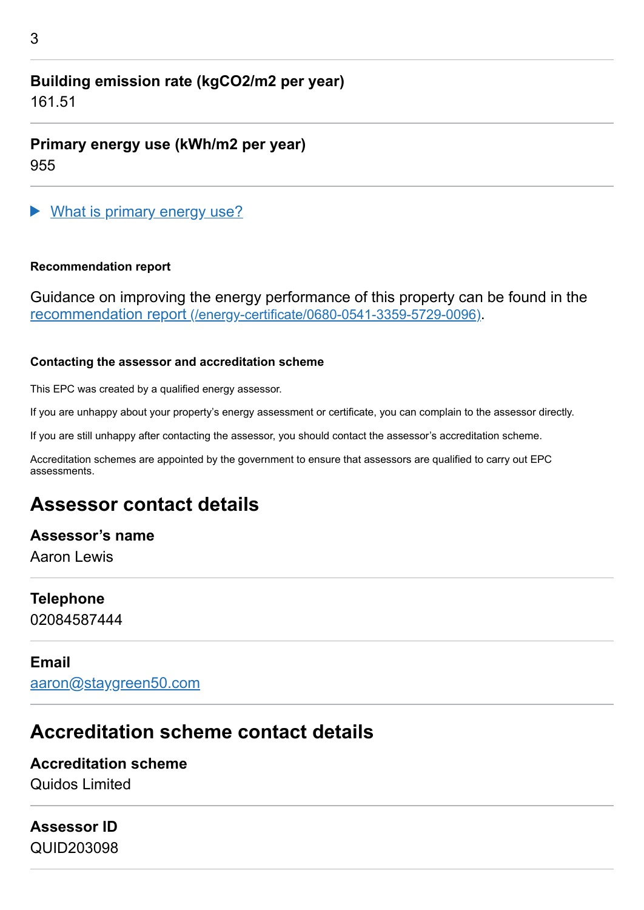**Building emission rate (kgCO2/m2 per year)**
161.51

**Primary energy use (kWh/m2 per year)**
955

▶ What is primary energy use?

**Recommendation report**

Guidance on improving the energy performance of this property can be found in the recommendation report (/energy-certificate/0680-0541-3359-5729-0096).

**Contacting the assessor and accreditation scheme**

This EPC was created by a qualified energy assessor.

If you are unhappy about your property's energy assessment or certificate, you can complain to the assessor directly.

If you are still unhappy after contacting the assessor, you should contact the assessor's accreditation scheme.

Accreditation schemes are appointed by the government to ensure that assessors are qualified to carry out EPC assessments.

## Assessor contact details

**Assessor's name**
Aaron Lewis

**Telephone**
02084587444

**Email**
aaron@staygreen50.com

## Accreditation scheme contact details

**Accreditation scheme**
Quidos Limited

**Assessor ID**
QUID203098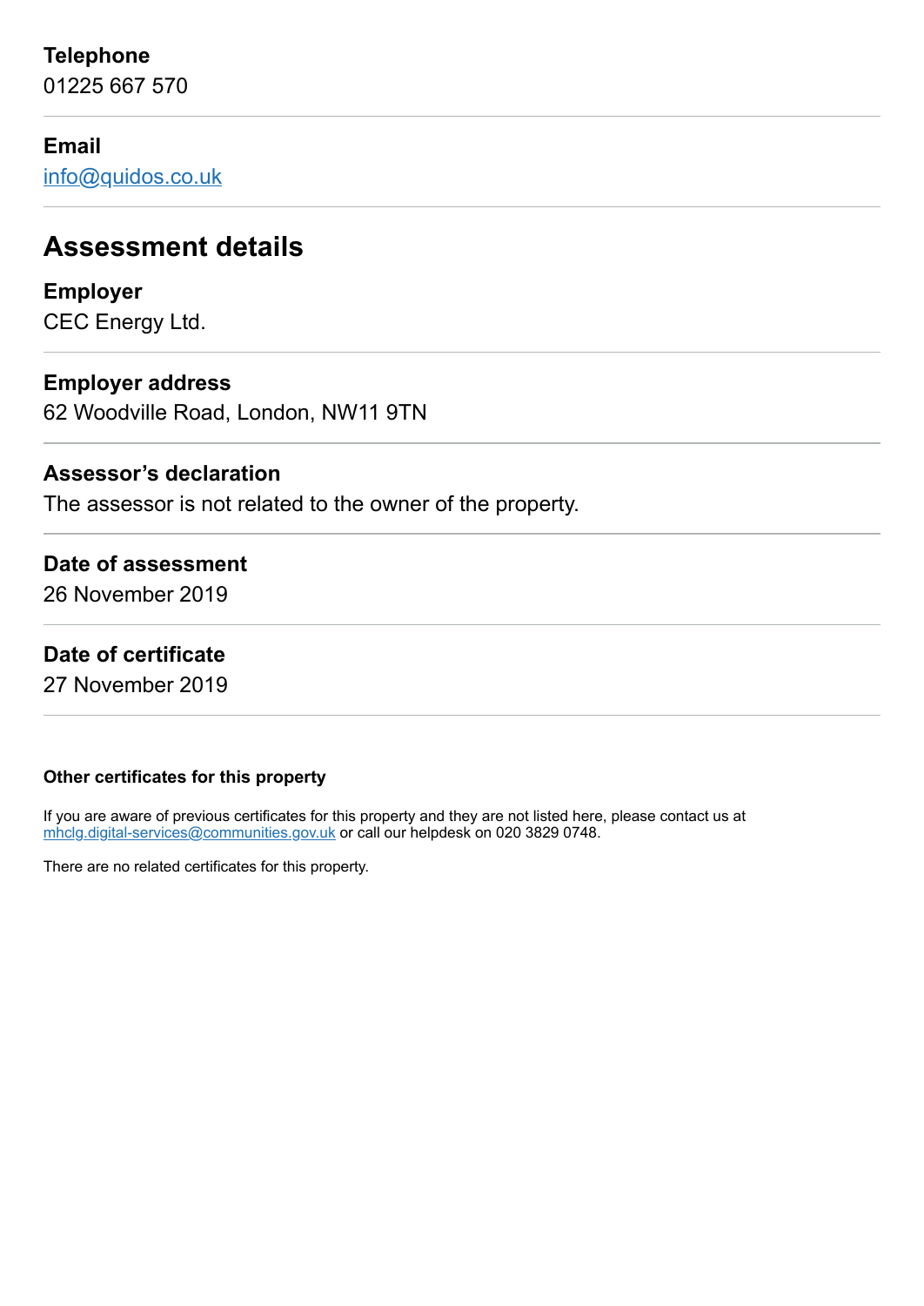**Telephone**
01225 667 570

**Email**
info@quidos.co.uk

## Assessment details

**Employer**
CEC Energy Ltd.

**Employer address**
62 Woodville Road, London, NW11 9TN

**Assessor's declaration**
The assessor is not related to the owner of the property.

**Date of assessment**
26 November 2019

**Date of certificate**
27 November 2019

#### Other certificates for this property

If you are aware of previous certificates for this property and they are not listed here, please contact us at mhclg.digital-services@communities.gov.uk or call our helpdesk on 020 3829 0748.

There are no related certificates for this property.